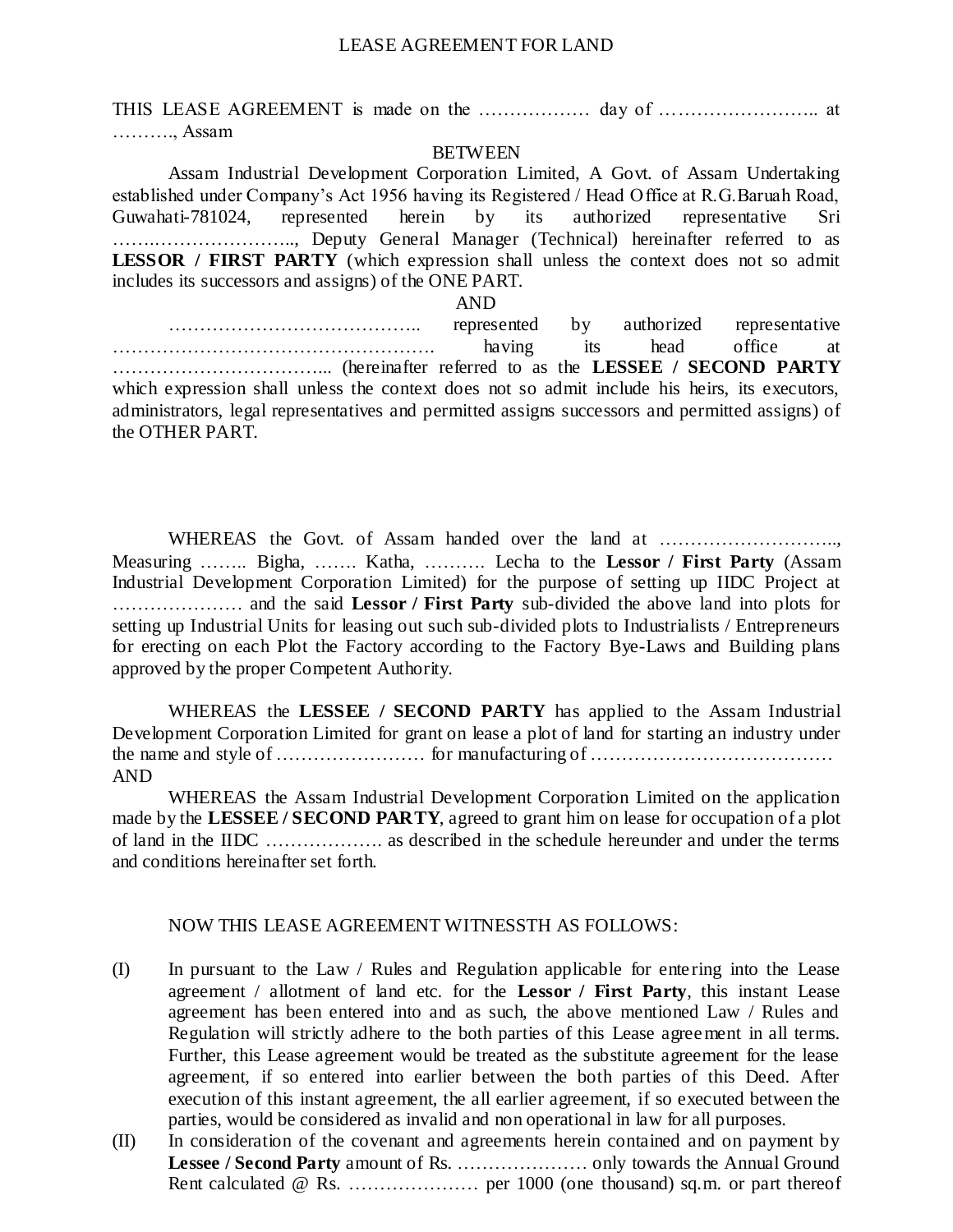# LEASE AGREEMENT FOR LAND

THIS LEASE AGREEMENT is made on the ……………… day of …………………….. at ………., Assam

BETWEEN

Assam Industrial Development Corporation Limited, A Govt. of Assam Undertaking established under Company's Act 1956 having its Registered / Head Office at R.G.Baruah Road, Guwahati-781024, represented herein by its authorized representative Sri …….……………….., Deputy General Manager (Technical) hereinafter referred to as **LESSOR / FIRST PARTY** (which expression shall unless the context does not so admit includes its successors and assigns) of the ONE PART.

AND

………………………………….. represented by authorized representative ……………………………………………. having its head office at …………………………... (hereinafter referred to as the **LESSEE / SECOND PARTY** which expression shall unless the context does not so admit include his heirs, its executors, administrators, legal representatives and permitted assigns successors and permitted assigns) of the OTHER PART.

WHEREAS the Govt. of Assam handed over the land at ……………………….., Measuring …….. Bigha, ……. Katha, ………. Lecha to the **Lessor / First Party** (Assam Industrial Development Corporation Limited) for the purpose of setting up IIDC Project at ………………… and the said **Lessor / First Party** sub-divided the above land into plots for setting up Industrial Units for leasing out such sub-divided plots to Industrialists / Entrepreneurs for erecting on each Plot the Factory according to the Factory Bye-Laws and Building plans approved by the proper Competent Authority.

WHEREAS the **LESSEE / SECOND PARTY** has applied to the Assam Industrial Development Corporation Limited for grant on lease a plot of land for starting an industry under the name and style of …………………… for manufacturing of …………………………………
AND

WHEREAS the Assam Industrial Development Corporation Limited on the application made by the **LESSEE / SECOND PARTY**, agreed to grant him on lease for occupation of a plot of land in the IIDC ………………. as described in the schedule hereunder and under the terms and conditions hereinafter set forth.

NOW THIS LEASE AGREEMENT WITNESSTH AS FOLLOWS:

(I) In pursuant to the Law / Rules and Regulation applicable for entering into the Lease agreement / allotment of land etc. for the **Lessor / First Party**, this instant Lease agreement has been entered into and as such, the above mentioned Law / Rules and Regulation will strictly adhere to the both parties of this Lease agreement in all terms. Further, this Lease agreement would be treated as the substitute agreement for the lease agreement, if so entered into earlier between the both parties of this Deed. After execution of this instant agreement, the all earlier agreement, if so executed between the parties, would be considered as invalid and non operational in law for all purposes.

(II) In consideration of the covenant and agreements herein contained and on payment by **Lessee / Second Party** amount of Rs. ………………… only towards the Annual Ground Rent calculated @ Rs. ………………… per 1000 (one thousand) sq.m. or part thereof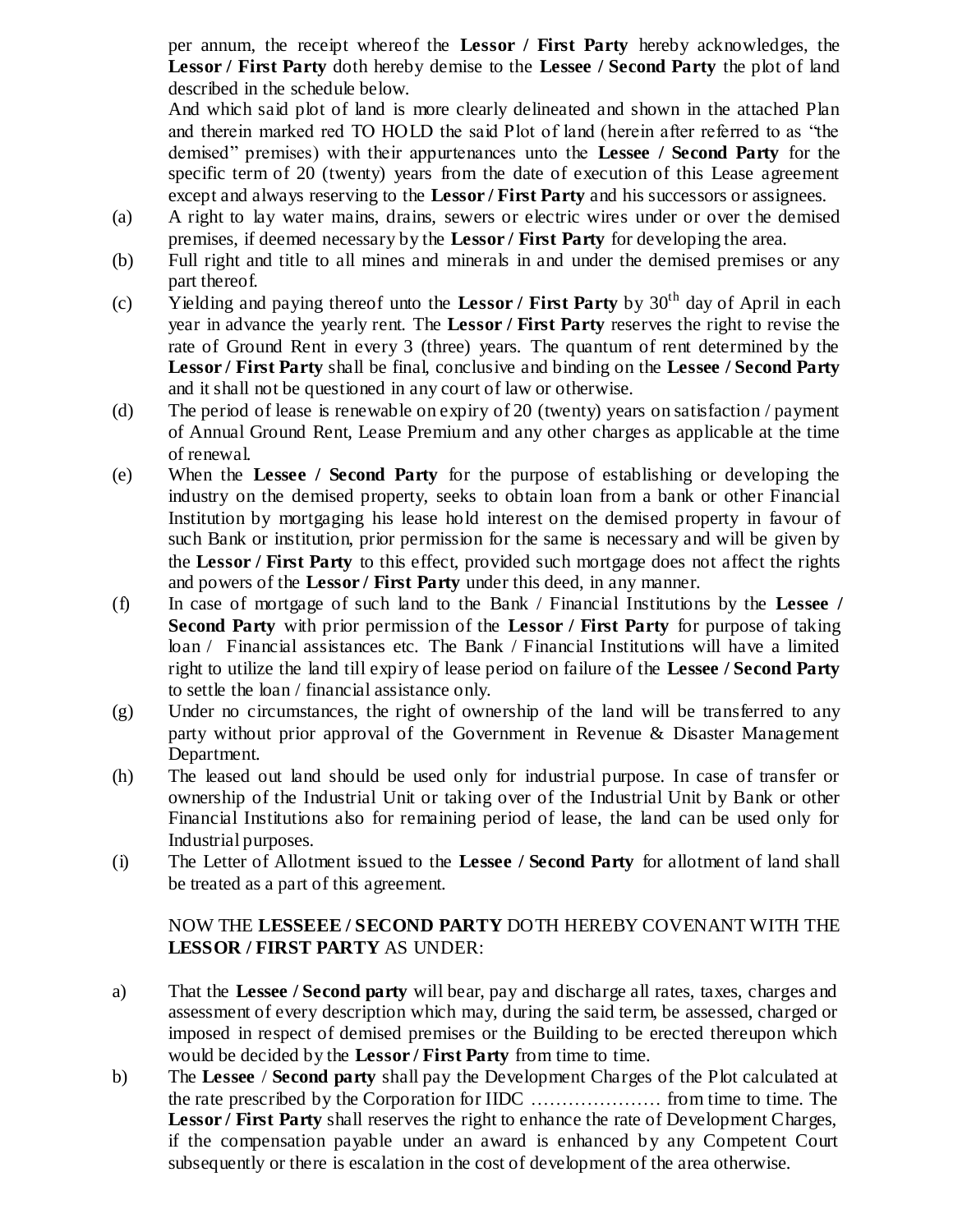per annum, the receipt whereof the **Lessor / First Party** hereby acknowledges, the **Lessor / First Party** doth hereby demise to the **Lessee / Second Party** the plot of land described in the schedule below.

And which said plot of land is more clearly delineated and shown in the attached Plan and therein marked red TO HOLD the said Plot of land (herein after referred to as "the demised" premises) with their appurtenances unto the **Lessee / Second Party** for the specific term of 20 (twenty) years from the date of execution of this Lease agreement except and always reserving to the **Lessor / First Party** and his successors or assignees.

(a) A right to lay water mains, drains, sewers or electric wires under or over the demised premises, if deemed necessary by the **Lessor / First Party** for developing the area.

(b) Full right and title to all mines and minerals in and under the demised premises or any part thereof.

(c) Yielding and paying thereof unto the **Lessor / First Party** by 30th day of April in each year in advance the yearly rent. The **Lessor / First Party** reserves the right to revise the rate of Ground Rent in every 3 (three) years. The quantum of rent determined by the **Lessor / First Party** shall be final, conclusive and binding on the **Lessee / Second Party** and it shall not be questioned in any court of law or otherwise.

(d) The period of lease is renewable on expiry of 20 (twenty) years on satisfaction / payment of Annual Ground Rent, Lease Premium and any other charges as applicable at the time of renewal.

(e) When the **Lessee / Second Party** for the purpose of establishing or developing the industry on the demised property, seeks to obtain loan from a bank or other Financial Institution by mortgaging his lease hold interest on the demised property in favour of such Bank or institution, prior permission for the same is necessary and will be given by the **Lessor / First Party** to this effect, provided such mortgage does not affect the rights and powers of the **Lessor / First Party** under this deed, in any manner.

(f) In case of mortgage of such land to the Bank / Financial Institutions by the **Lessee / Second Party** with prior permission of the **Lessor / First Party** for purpose of taking loan / Financial assistances etc. The Bank / Financial Institutions will have a limited right to utilize the land till expiry of lease period on failure of the **Lessee / Second Party** to settle the loan / financial assistance only.

(g) Under no circumstances, the right of ownership of the land will be transferred to any party without prior approval of the Government in Revenue & Disaster Management Department.

(h) The leased out land should be used only for industrial purpose. In case of transfer or ownership of the Industrial Unit or taking over of the Industrial Unit by Bank or other Financial Institutions also for remaining period of lease, the land can be used only for Industrial purposes.

(i) The Letter of Allotment issued to the **Lessee / Second Party** for allotment of land shall be treated as a part of this agreement.

NOW THE **LESSEEE / SECOND PARTY** DOTH HEREBY COVENANT WITH THE **LESSOR / FIRST PARTY** AS UNDER:

a) That the **Lessee / Second party** will bear, pay and discharge all rates, taxes, charges and assessment of every description which may, during the said term, be assessed, charged or imposed in respect of demised premises or the Building to be erected thereupon which would be decided by the **Lessor / First Party** from time to time.

b) The **Lessee** / **Second party** shall pay the Development Charges of the Plot calculated at the rate prescribed by the Corporation for IIDC ………………… from time to time. The **Lessor / First Party** shall reserves the right to enhance the rate of Development Charges, if the compensation payable under an award is enhanced by any Competent Court subsequently or there is escalation in the cost of development of the area otherwise.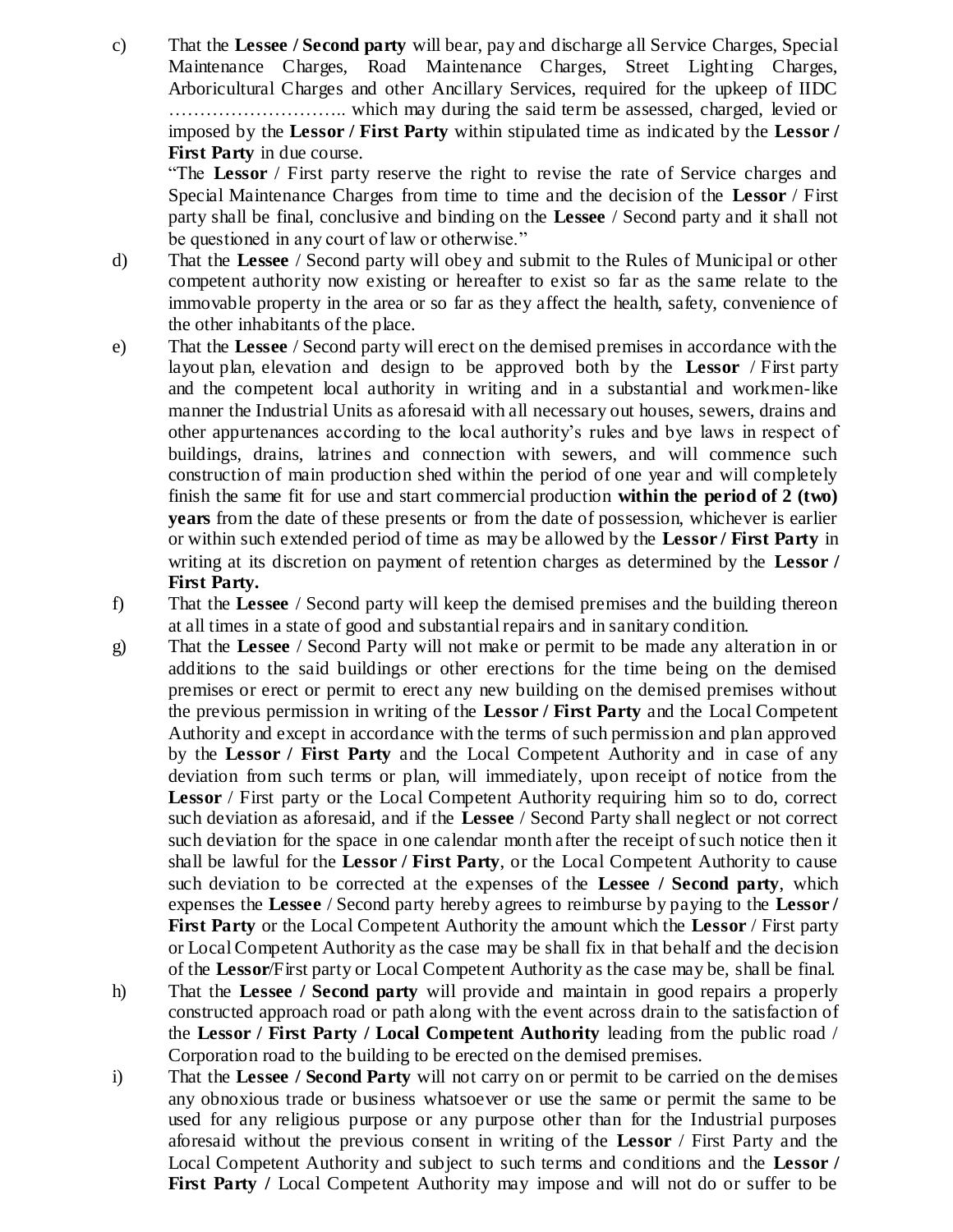c) That the **Lessee / Second party** will bear, pay and discharge all Service Charges, Special Maintenance Charges, Road Maintenance Charges, Street Lighting Charges, Arboricultural Charges and other Ancillary Services, required for the upkeep of IIDC ……………………….. which may during the said term be assessed, charged, levied or imposed by the **Lessor / First Party** within stipulated time as indicated by the **Lessor / First Party** in due course.

"The **Lessor** / First party reserve the right to revise the rate of Service charges and Special Maintenance Charges from time to time and the decision of the **Lessor** / First party shall be final, conclusive and binding on the **Lessee** / Second party and it shall not be questioned in any court of law or otherwise."

d) That the **Lessee** / Second party will obey and submit to the Rules of Municipal or other competent authority now existing or hereafter to exist so far as the same relate to the immovable property in the area or so far as they affect the health, safety, convenience of the other inhabitants of the place.

e) That the **Lessee** / Second party will erect on the demised premises in accordance with the layout plan, elevation and design to be approved both by the **Lessor** / First party and the competent local authority in writing and in a substantial and workmen-like manner the Industrial Units as aforesaid with all necessary out houses, sewers, drains and other appurtenances according to the local authority's rules and bye laws in respect of buildings, drains, latrines and connection with sewers, and will commence such construction of main production shed within the period of one year and will completely finish the same fit for use and start commercial production **within the period of 2 (two) years** from the date of these presents or from the date of possession, whichever is earlier or within such extended period of time as may be allowed by the **Lessor / First Party** in writing at its discretion on payment of retention charges as determined by the **Lessor / First Party.**

f) That the **Lessee** / Second party will keep the demised premises and the building thereon at all times in a state of good and substantial repairs and in sanitary condition.

g) That the **Lessee** / Second Party will not make or permit to be made any alteration in or additions to the said buildings or other erections for the time being on the demised premises or erect or permit to erect any new building on the demised premises without the previous permission in writing of the **Lessor / First Party** and the Local Competent Authority and except in accordance with the terms of such permission and plan approved by the **Lessor / First Party** and the Local Competent Authority and in case of any deviation from such terms or plan, will immediately, upon receipt of notice from the **Lessor** / First party or the Local Competent Authority requiring him so to do, correct such deviation as aforesaid, and if the **Lessee** / Second Party shall neglect or not correct such deviation for the space in one calendar month after the receipt of such notice then it shall be lawful for the **Lessor / First Party**, or the Local Competent Authority to cause such deviation to be corrected at the expenses of the **Lessee / Second party**, which expenses the **Lessee** / Second party hereby agrees to reimburse by paying to the **Lessor / First Party** or the Local Competent Authority the amount which the **Lessor** / First party or Local Competent Authority as the case may be shall fix in that behalf and the decision of the **Lessor**/First party or Local Competent Authority as the case may be, shall be final.

h) That the **Lessee / Second party** will provide and maintain in good repairs a properly constructed approach road or path along with the event across drain to the satisfaction of the **Lessor / First Party / Local Competent Authority** leading from the public road / Corporation road to the building to be erected on the demised premises.

i) That the **Lessee / Second Party** will not carry on or permit to be carried on the demises any obnoxious trade or business whatsoever or use the same or permit the same to be used for any religious purpose or any purpose other than for the Industrial purposes aforesaid without the previous consent in writing of the **Lessor** / First Party and the Local Competent Authority and subject to such terms and conditions and the **Lessor / First Party /** Local Competent Authority may impose and will not do or suffer to be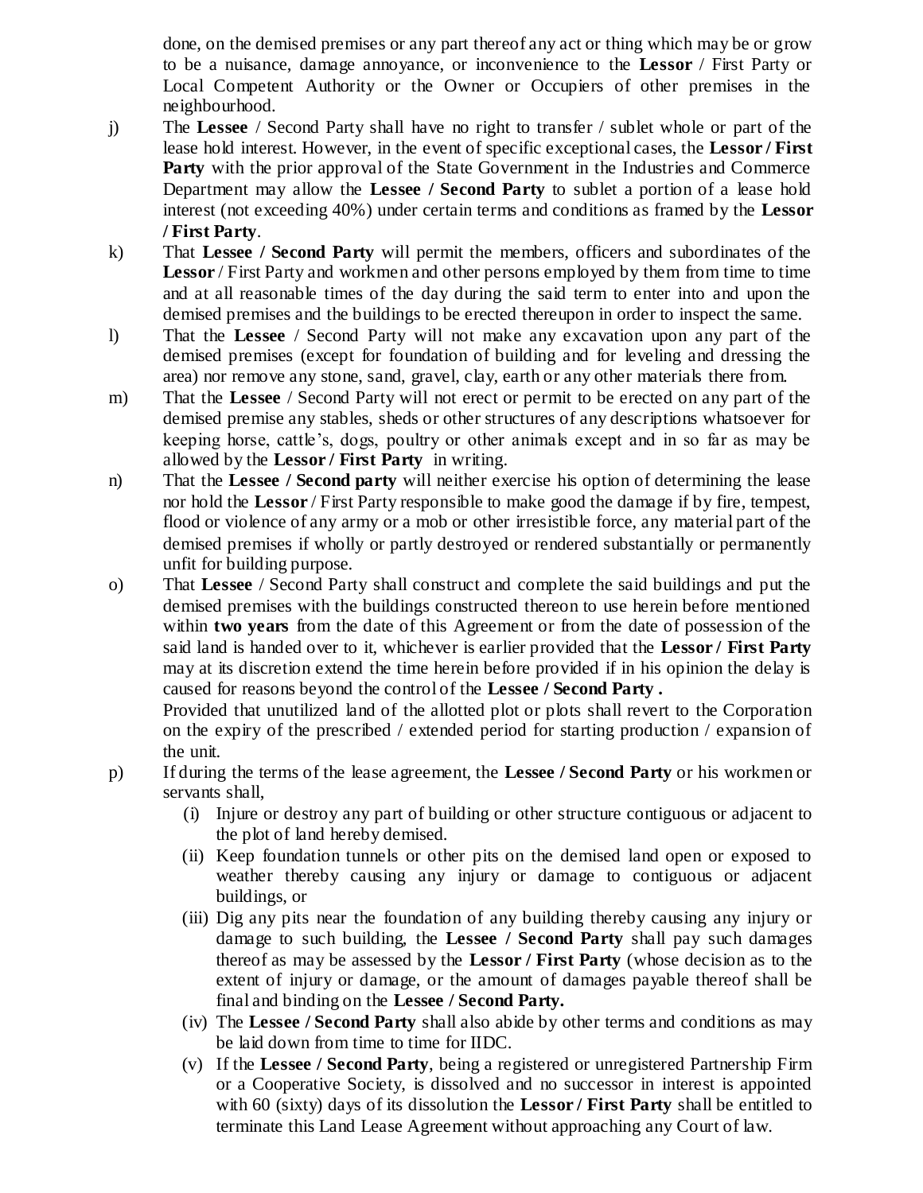done, on the demised premises or any part thereof any act or thing which may be or grow to be a nuisance, damage annoyance, or inconvenience to the **Lessor** / First Party or Local Competent Authority or the Owner or Occupiers of other premises in the neighbourhood.

j) The **Lessee** / Second Party shall have no right to transfer / sublet whole or part of the lease hold interest. However, in the event of specific exceptional cases, the **Lessor / First Party** with the prior approval of the State Government in the Industries and Commerce Department may allow the **Lessee / Second Party** to sublet a portion of a lease hold interest (not exceeding 40%) under certain terms and conditions as framed by the **Lessor / First Party**.

k) That **Lessee / Second Party** will permit the members, officers and subordinates of the **Lessor** / First Party and workmen and other persons employed by them from time to time and at all reasonable times of the day during the said term to enter into and upon the demised premises and the buildings to be erected thereupon in order to inspect the same.

l) That the **Lessee** / Second Party will not make any excavation upon any part of the demised premises (except for foundation of building and for leveling and dressing the area) nor remove any stone, sand, gravel, clay, earth or any other materials there from.

m) That the **Lessee** / Second Party will not erect or permit to be erected on any part of the demised premise any stables, sheds or other structures of any descriptions whatsoever for keeping horse, cattle's, dogs, poultry or other animals except and in so far as may be allowed by the **Lessor / First Party** in writing.

n) That the **Lessee / Second party** will neither exercise his option of determining the lease nor hold the **Lessor** / First Party responsible to make good the damage if by fire, tempest, flood or violence of any army or a mob or other irresistible force, any material part of the demised premises if wholly or partly destroyed or rendered substantially or permanently unfit for building purpose.

o) That **Lessee** / Second Party shall construct and complete the said buildings and put the demised premises with the buildings constructed thereon to use herein before mentioned within **two years** from the date of this Agreement or from the date of possession of the said land is handed over to it, whichever is earlier provided that the **Lessor / First Party** may at its discretion extend the time herein before provided if in his opinion the delay is caused for reasons beyond the control of the **Lessee / Second Party .**

   Provided that unutilized land of the allotted plot or plots shall revert to the Corporation on the expiry of the prescribed / extended period for starting production / expansion of the unit.

p) If during the terms of the lease agreement, the **Lessee / Second Party** or his workmen or servants shall,

   (i) Injure or destroy any part of building or other structure contiguous or adjacent to the plot of land hereby demised.

   (ii) Keep foundation tunnels or other pits on the demised land open or exposed to weather thereby causing any injury or damage to contiguous or adjacent buildings, or

   (iii) Dig any pits near the foundation of any building thereby causing any injury or damage to such building, the **Lessee / Second Party** shall pay such damages thereof as may be assessed by the **Lessor / First Party** (whose decision as to the extent of injury or damage, or the amount of damages payable thereof shall be final and binding on the **Lessee / Second Party.**

   (iv) The **Lessee / Second Party** shall also abide by other terms and conditions as may be laid down from time to time for IIDC.

   (v) If the **Lessee / Second Party**, being a registered or unregistered Partnership Firm or a Cooperative Society, is dissolved and no successor in interest is appointed with 60 (sixty) days of its dissolution the **Lessor / First Party** shall be entitled to terminate this Land Lease Agreement without approaching any Court of law.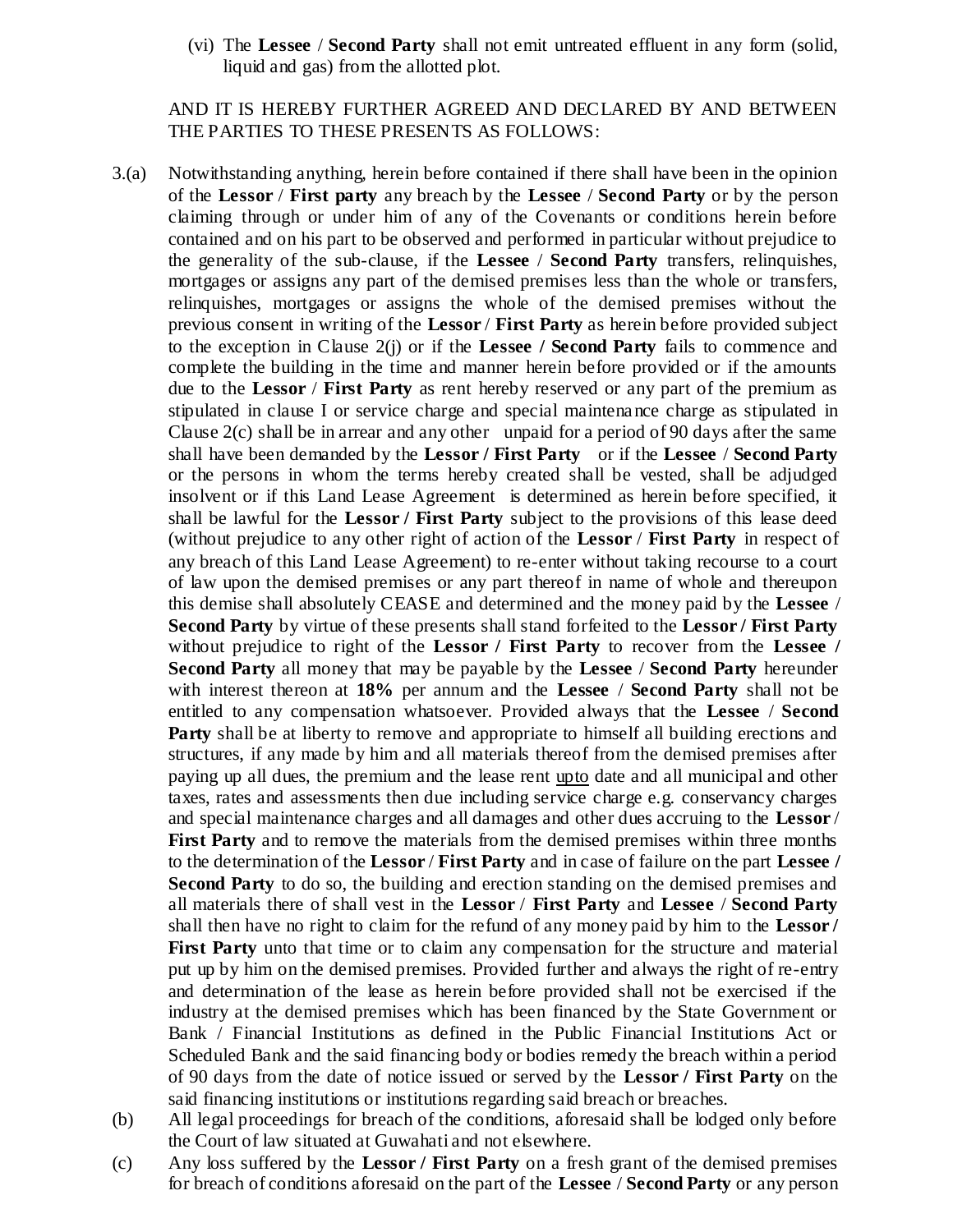(vi) The **Lessee** / **Second Party** shall not emit untreated effluent in any form (solid, liquid and gas) from the allotted plot.

AND IT IS HEREBY FURTHER AGREED AND DECLARED BY AND BETWEEN THE PARTIES TO THESE PRESENTS AS FOLLOWS:

3.(a) Notwithstanding anything, herein before contained if there shall have been in the opinion of the **Lessor** / **First party** any breach by the **Lessee** / **Second Party** or by the person claiming through or under him of any of the Covenants or conditions herein before contained and on his part to be observed and performed in particular without prejudice to the generality of the sub-clause, if the **Lessee** / **Second Party** transfers, relinquishes, mortgages or assigns any part of the demised premises less than the whole or transfers, relinquishes, mortgages or assigns the whole of the demised premises without the previous consent in writing of the **Lessor** / **First Party** as herein before provided subject to the exception in Clause 2(j) or if the **Lessee / Second Party** fails to commence and complete the building in the time and manner herein before provided or if the amounts due to the **Lessor** / **First Party** as rent hereby reserved or any part of the premium as stipulated in clause I or service charge and special maintenance charge as stipulated in Clause 2(c) shall be in arrear and any other unpaid for a period of 90 days after the same shall have been demanded by the **Lessor / First Party** or if the **Lessee** / **Second Party** or the persons in whom the terms hereby created shall be vested, shall be adjudged insolvent or if this Land Lease Agreement is determined as herein before specified, it shall be lawful for the **Lessor / First Party** subject to the provisions of this lease deed (without prejudice to any other right of action of the **Lessor** / **First Party** in respect of any breach of this Land Lease Agreement) to re-enter without taking recourse to a court of law upon the demised premises or any part thereof in name of whole and thereupon this demise shall absolutely CEASE and determined and the money paid by the **Lessee** / **Second Party** by virtue of these presents shall stand forfeited to the **Lessor / First Party** without prejudice to right of the **Lessor / First Party** to recover from the **Lessee / Second Party** all money that may be payable by the **Lessee** / **Second Party** hereunder with interest thereon at **18%** per annum and the **Lessee** / **Second Party** shall not be entitled to any compensation whatsoever. Provided always that the **Lessee** / **Second Party** shall be at liberty to remove and appropriate to himself all building erections and structures, if any made by him and all materials thereof from the demised premises after paying up all dues, the premium and the lease rent upto date and all municipal and other taxes, rates and assessments then due including service charge e.g. conservancy charges and special maintenance charges and all damages and other dues accruing to the **Lessor** / **First Party** and to remove the materials from the demised premises within three months to the determination of the **Lessor** / **First Party** and in case of failure on the part **Lessee / Second Party** to do so, the building and erection standing on the demised premises and all materials there of shall vest in the **Lessor** / **First Party** and **Lessee** / **Second Party** shall then have no right to claim for the refund of any money paid by him to the **Lessor / First Party** unto that time or to claim any compensation for the structure and material put up by him on the demised premises. Provided further and always the right of re-entry and determination of the lease as herein before provided shall not be exercised if the industry at the demised premises which has been financed by the State Government or Bank / Financial Institutions as defined in the Public Financial Institutions Act or Scheduled Bank and the said financing body or bodies remedy the breach within a period of 90 days from the date of notice issued or served by the **Lessor / First Party** on the said financing institutions or institutions regarding said breach or breaches.

(b) All legal proceedings for breach of the conditions, aforesaid shall be lodged only before the Court of law situated at Guwahati and not elsewhere.

(c) Any loss suffered by the **Lessor / First Party** on a fresh grant of the demised premises for breach of conditions aforesaid on the part of the **Lessee** / **Second Party** or any person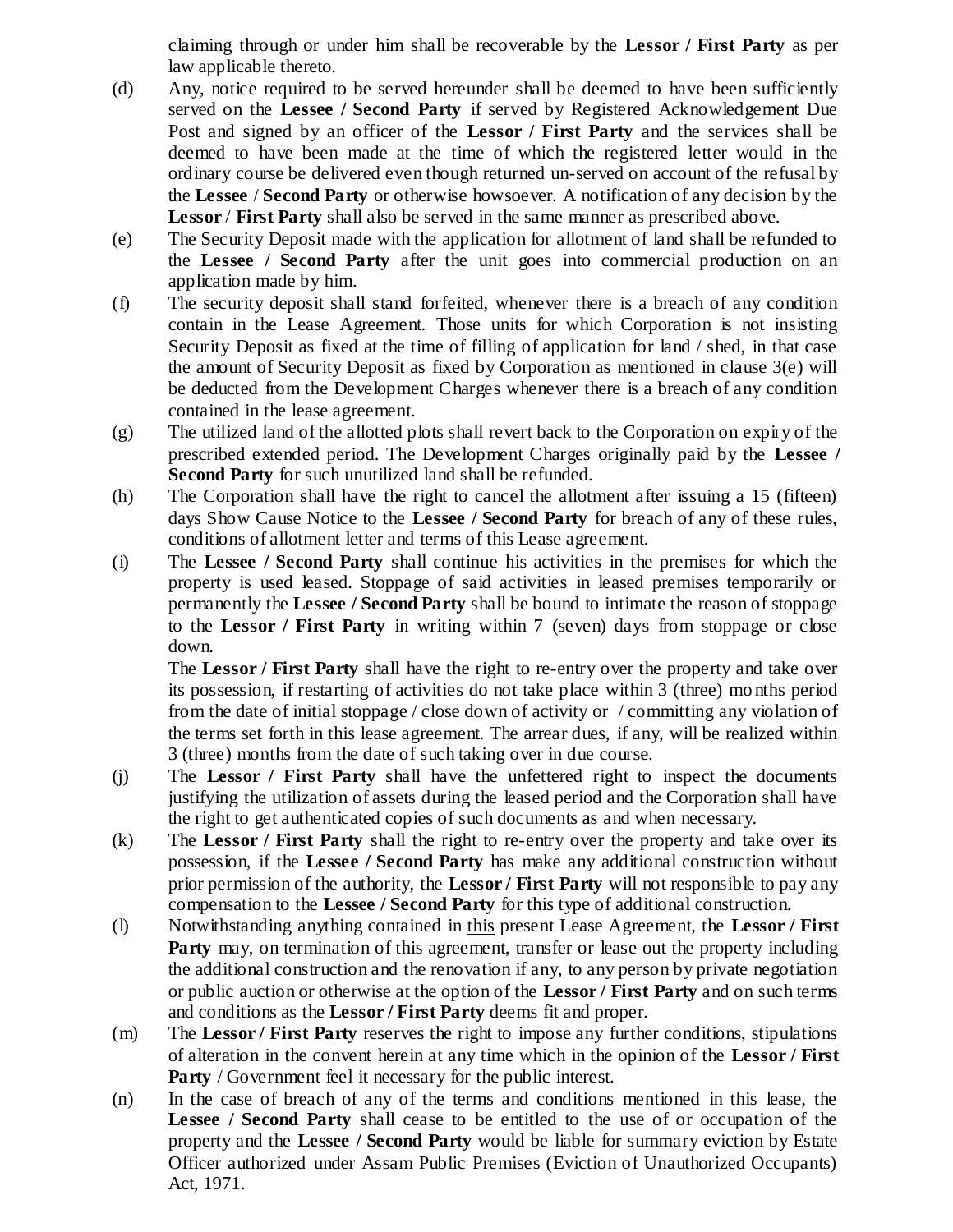claiming through or under him shall be recoverable by the **Lessor / First Party** as per law applicable thereto.

(d) Any, notice required to be served hereunder shall be deemed to have been sufficiently served on the **Lessee / Second Party** if served by Registered Acknowledgement Due Post and signed by an officer of the **Lessor / First Party** and the services shall be deemed to have been made at the time of which the registered letter would in the ordinary course be delivered even though returned un-served on account of the refusal by the **Lessee** / **Second Party** or otherwise howsoever. A notification of any decision by the **Lessor** / **First Party** shall also be served in the same manner as prescribed above.

(e) The Security Deposit made with the application for allotment of land shall be refunded to the **Lessee / Second Party** after the unit goes into commercial production on an application made by him.

(f) The security deposit shall stand forfeited, whenever there is a breach of any condition contain in the Lease Agreement. Those units for which Corporation is not insisting Security Deposit as fixed at the time of filling of application for land / shed, in that case the amount of Security Deposit as fixed by Corporation as mentioned in clause 3(e) will be deducted from the Development Charges whenever there is a breach of any condition contained in the lease agreement.

(g) The utilized land of the allotted plots shall revert back to the Corporation on expiry of the prescribed extended period. The Development Charges originally paid by the **Lessee / Second Party** for such unutilized land shall be refunded.

(h) The Corporation shall have the right to cancel the allotment after issuing a 15 (fifteen) days Show Cause Notice to the **Lessee / Second Party** for breach of any of these rules, conditions of allotment letter and terms of this Lease agreement.

(i) The **Lessee / Second Party** shall continue his activities in the premises for which the property is used leased. Stoppage of said activities in leased premises temporarily or permanently the **Lessee / Second Party** shall be bound to intimate the reason of stoppage to the **Lessor / First Party** in writing within 7 (seven) days from stoppage or close down.

The **Lessor / First Party** shall have the right to re-entry over the property and take over its possession, if restarting of activities do not take place within 3 (three) months period from the date of initial stoppage / close down of activity or / committing any violation of the terms set forth in this lease agreement. The arrear dues, if any, will be realized within 3 (three) months from the date of such taking over in due course.

(j) The **Lessor / First Party** shall have the unfettered right to inspect the documents justifying the utilization of assets during the leased period and the Corporation shall have the right to get authenticated copies of such documents as and when necessary.

(k) The **Lessor / First Party** shall the right to re-entry over the property and take over its possession, if the **Lessee / Second Party** has make any additional construction without prior permission of the authority, the **Lessor / First Party** will not responsible to pay any compensation to the **Lessee / Second Party** for this type of additional construction.

(l) Notwithstanding anything contained in this present Lease Agreement, the **Lessor / First Party** may, on termination of this agreement, transfer or lease out the property including the additional construction and the renovation if any, to any person by private negotiation or public auction or otherwise at the option of the **Lessor / First Party** and on such terms and conditions as the **Lessor / First Party** deems fit and proper.

(m) The **Lessor / First Party** reserves the right to impose any further conditions, stipulations of alteration in the convent herein at any time which in the opinion of the **Lessor / First Party** / Government feel it necessary for the public interest.

(n) In the case of breach of any of the terms and conditions mentioned in this lease, the **Lessee / Second Party** shall cease to be entitled to the use of or occupation of the property and the **Lessee / Second Party** would be liable for summary eviction by Estate Officer authorized under Assam Public Premises (Eviction of Unauthorized Occupants) Act, 1971.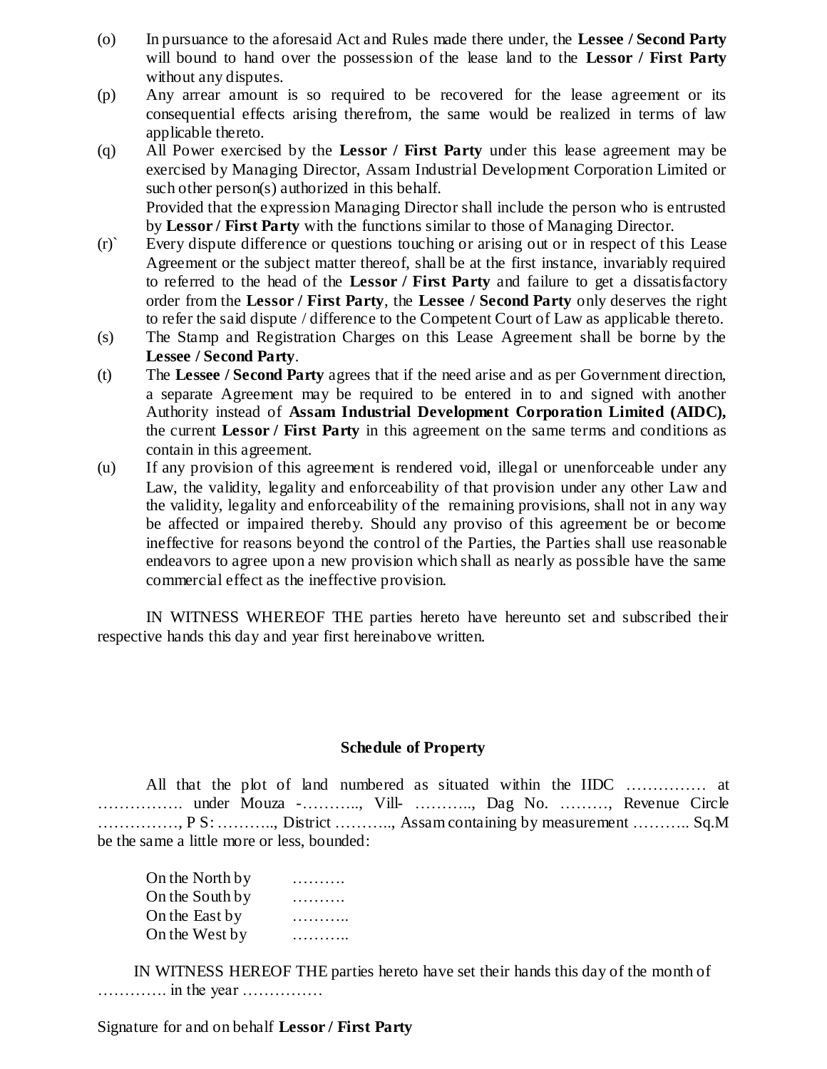(o) In pursuance to the aforesaid Act and Rules made there under, the **Lessee / Second Party** will bound to hand over the possession of the lease land to the **Lessor / First Party** without any disputes.

(p) Any arrear amount is so required to be recovered for the lease agreement or its consequential effects arising therefrom, the same would be realized in terms of law applicable thereto.

(q) All Power exercised by the **Lessor / First Party** under this lease agreement may be exercised by Managing Director, Assam Industrial Development Corporation Limited or such other person(s) authorized in this behalf.
Provided that the expression Managing Director shall include the person who is entrusted by **Lessor / First Party** with the functions similar to those of Managing Director.

(r)` Every dispute difference or questions touching or arising out or in respect of this Lease Agreement or the subject matter thereof, shall be at the first instance, invariably required to referred to the head of the **Lessor / First Party** and failure to get a dissatisfactory order from the **Lessor / First Party**, the **Lessee / Second Party** only deserves the right to refer the said dispute / difference to the Competent Court of Law as applicable thereto.

(s) The Stamp and Registration Charges on this Lease Agreement shall be borne by the **Lessee / Second Party**.

(t) The **Lessee / Second Party** agrees that if the need arise and as per Government direction, a separate Agreement may be required to be entered in to and signed with another Authority instead of **Assam Industrial Development Corporation Limited (AIDC),** the current **Lessor / First Party** in this agreement on the same terms and conditions as contain in this agreement.

(u) If any provision of this agreement is rendered void, illegal or unenforceable under any Law, the validity, legality and enforceability of that provision under any other Law and the validity, legality and enforceability of the remaining provisions, shall not in any way be affected or impaired thereby. Should any proviso of this agreement be or become ineffective for reasons beyond the control of the Parties, the Parties shall use reasonable endeavors to agree upon a new provision which shall as nearly as possible have the same commercial effect as the ineffective provision.

IN WITNESS WHEREOF THE parties hereto have hereunto set and subscribed their respective hands this day and year first hereinabove written.

**Schedule of Property**

All that the plot of land numbered as situated within the IIDC …………… at ……………. under Mouza -……….., Vill- ……….., Dag No. ………, Revenue Circle ……………, P S: ……….., District ……….., Assam containing by measurement ……….. Sq.M be the same a little more or less, bounded:

On the North by ……….
On the South by ……….
On the East by ………..
On the West by ………..

IN WITNESS HEREOF THE parties hereto have set their hands this day of the month of …………. in the year ……………

Signature for and on behalf **Lessor / First Party**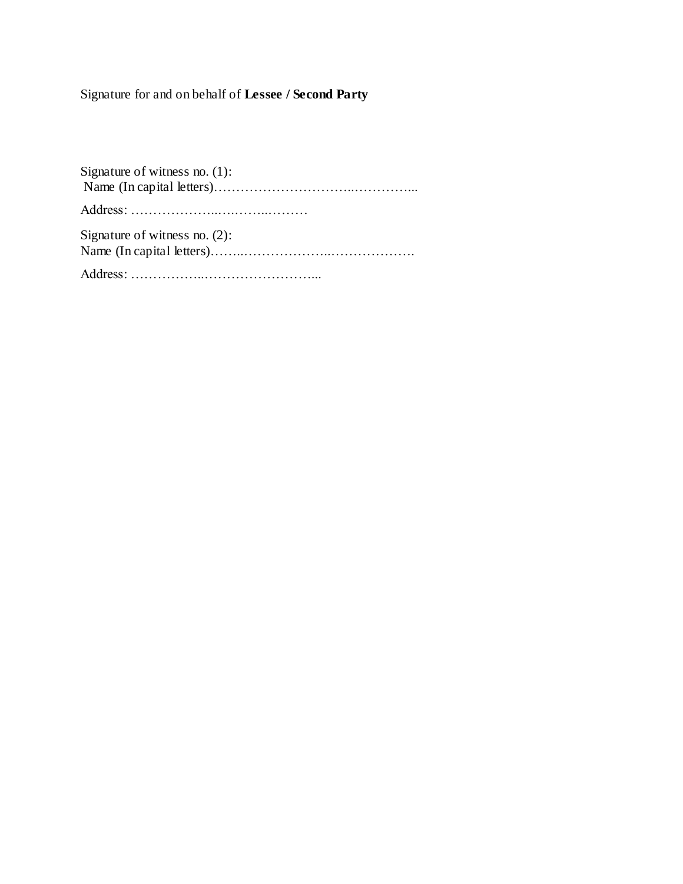Signature for and on behalf of **Lessee / Second Party**

Signature of witness no. (1):
Name (In capital letters)…………………………..…………...

Address: ………………..………..………

Signature of witness no. (2):
Name (In capital letters)……..………………..……………….

Address: ……………..……………………...